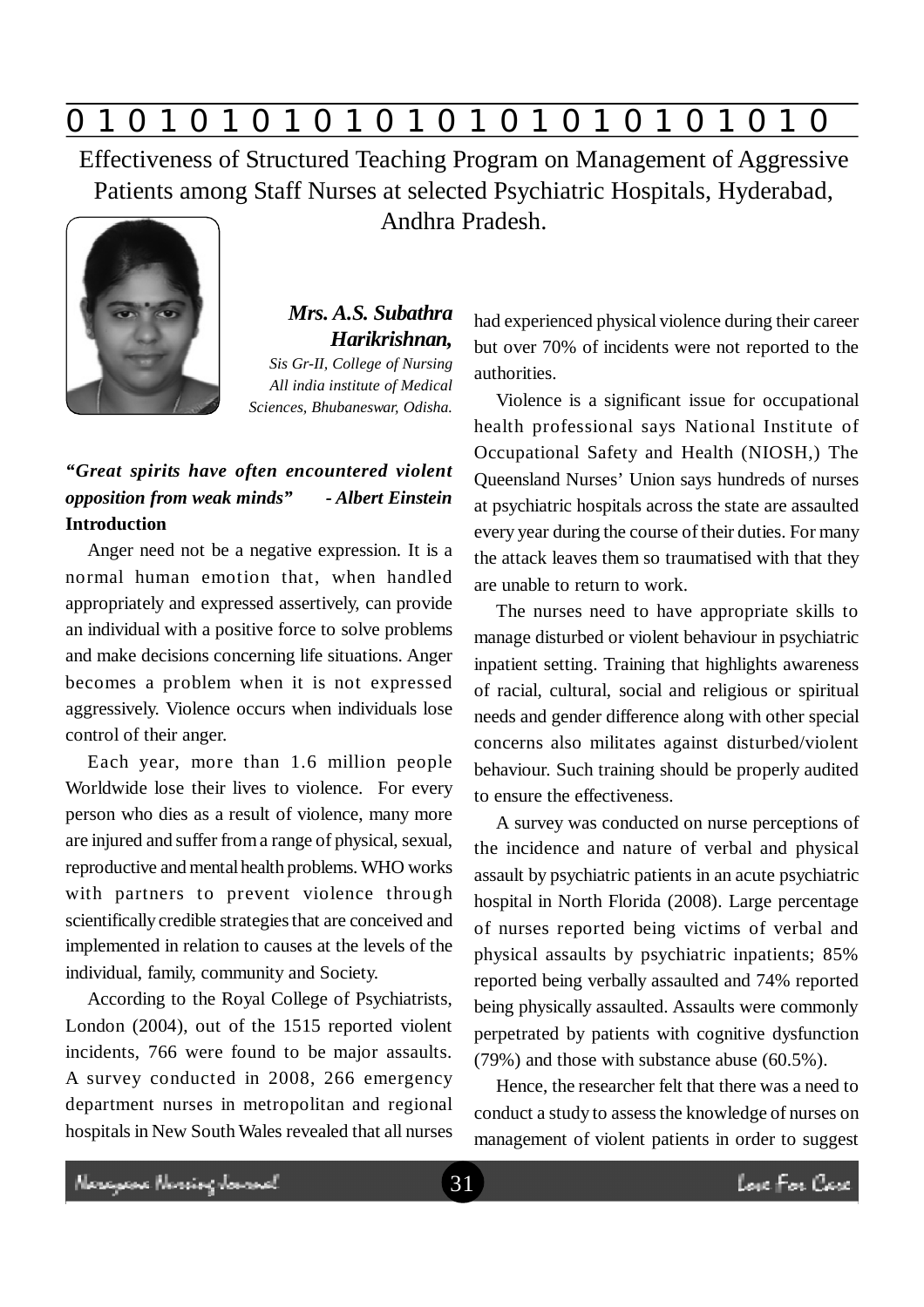# Effectiveness of Structured Teaching Program on Management of Aggressive Patients among Staff Nurses at selected Psychiatric Hospitals, Hyderabad, Andhra Pradesh.

***Mrs. A.S. Subathra Harikrishnan,***
*Sis Gr-II, College of Nursing All india institute of Medical Sciences, Bhubaneswar, Odisha.*

***"Great spirits have often encountered violent opposition from weak minds" - Albert Einstein***

**Introduction**

Anger need not be a negative expression. It is a normal human emotion that, when handled appropriately and expressed assertively, can provide an individual with a positive force to solve problems and make decisions concerning life situations. Anger becomes a problem when it is not expressed aggressively. Violence occurs when individuals lose control of their anger.

Each year, more than 1.6 million people Worldwide lose their lives to violence. For every person who dies as a result of violence, many more are injured and suffer from a range of physical, sexual, reproductive and mental health problems. WHO works with partners to prevent violence through scientifically credible strategies that are conceived and implemented in relation to causes at the levels of the individual, family, community and Society.

According to the Royal College of Psychiatrists, London (2004), out of the 1515 reported violent incidents, 766 were found to be major assaults. A survey conducted in 2008, 266 emergency department nurses in metropolitan and regional hospitals in New South Wales revealed that all nurses had experienced physical violence during their career but over 70% of incidents were not reported to the authorities.

Violence is a significant issue for occupational health professional says National Institute of Occupational Safety and Health (NIOSH,) The Queensland Nurses' Union says hundreds of nurses at psychiatric hospitals across the state are assaulted every year during the course of their duties. For many the attack leaves them so traumatised with that they are unable to return to work.

The nurses need to have appropriate skills to manage disturbed or violent behaviour in psychiatric inpatient setting. Training that highlights awareness of racial, cultural, social and religious or spiritual needs and gender difference along with other special concerns also militates against disturbed/violent behaviour. Such training should be properly audited to ensure the effectiveness.

A survey was conducted on nurse perceptions of the incidence and nature of verbal and physical assault by psychiatric patients in an acute psychiatric hospital in North Florida (2008). Large percentage of nurses reported being victims of verbal and physical assaults by psychiatric inpatients; 85% reported being verbally assaulted and 74% reported being physically assaulted. Assaults were commonly perpetrated by patients with cognitive dysfunction (79%) and those with substance abuse (60.5%).

Hence, the researcher felt that there was a need to conduct a study to assess the knowledge of nurses on management of violent patients in order to suggest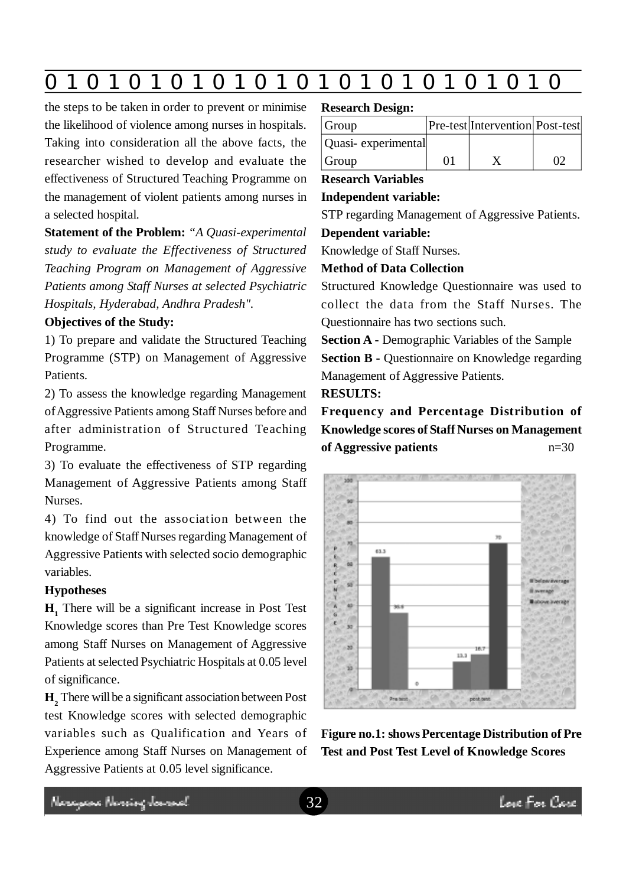the steps to be taken in order to prevent or minimise the likelihood of violence among nurses in hospitals. Taking into consideration all the above facts, the researcher wished to develop and evaluate the effectiveness of Structured Teaching Programme on the management of violent patients among nurses in a selected hospital.

**Statement of the Problem:** *"A Quasi-experimental study to evaluate the Effectiveness of Structured Teaching Program on Management of Aggressive Patients among Staff Nurses at selected Psychiatric Hospitals, Hyderabad, Andhra Pradesh".*

**Objectives of the Study:**

1) To prepare and validate the Structured Teaching Programme (STP) on Management of Aggressive Patients.

2) To assess the knowledge regarding Management of Aggressive Patients among Staff Nurses before and after administration of Structured Teaching Programme.

3) To evaluate the effectiveness of STP regarding Management of Aggressive Patients among Staff Nurses.

4) To find out the association between the knowledge of Staff Nurses regarding Management of Aggressive Patients with selected socio demographic variables.

**Hypotheses**

**$H_1$** There will be a significant increase in Post Test Knowledge scores than Pre Test Knowledge scores among Staff Nurses on Management of Aggressive Patients at selected Psychiatric Hospitals at 0.05 level of significance.

**$H_2$** There will be a significant association between Post test Knowledge scores with selected demographic variables such as Qualification and Years of Experience among Staff Nurses on Management of Aggressive Patients at 0.05 level significance.

**Research Design:**

| Group | Pre-test | Intervention | Post-test |
|---|---|---|---|
| Quasi- experimental Group | 01 | X | 02 |

**Research Variables**

**Independent variable:**

STP regarding Management of Aggressive Patients.

**Dependent variable:**

Knowledge of Staff Nurses.

**Method of Data Collection**

Structured Knowledge Questionnaire was used to collect the data from the Staff Nurses. The Questionnaire has two sections such.

**Section A -** Demographic Variables of the Sample

**Section B -** Questionnaire on Knowledge regarding Management of Aggressive Patients.

**RESULTS:**

**Frequency and Percentage Distribution of Knowledge scores of Staff Nurses on Management of Aggressive patients** n=30

**Figure no.1: shows Percentage Distribution of Pre Test and Post Test Level of Knowledge Scores**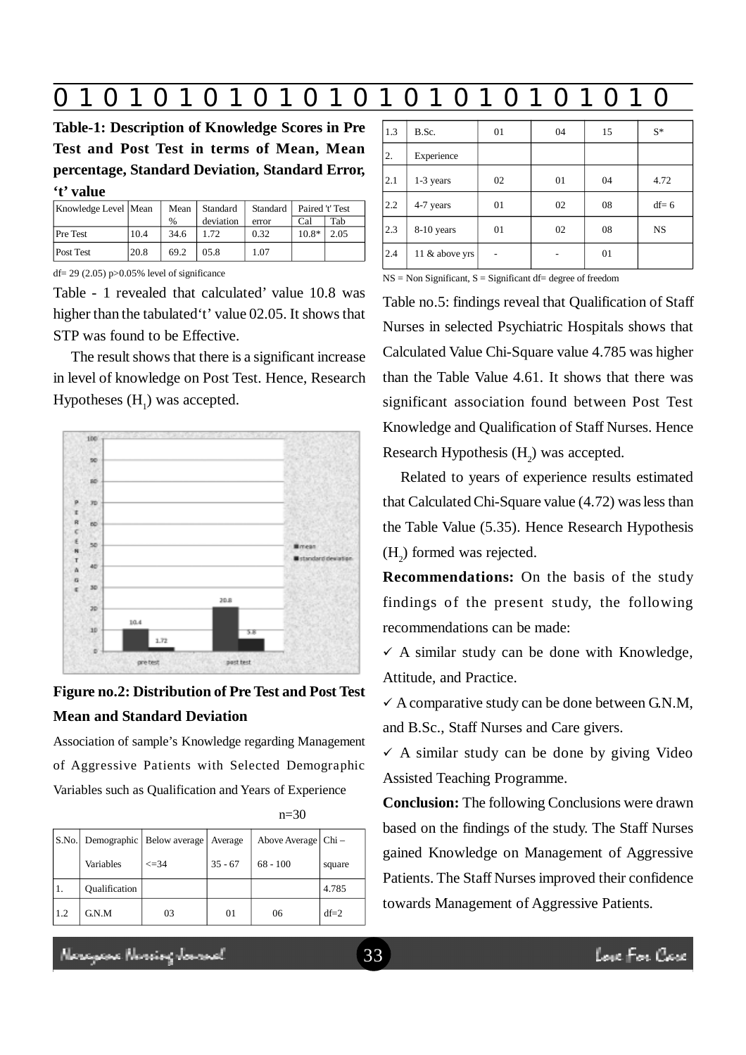**Table-1: Description of Knowledge Scores in Pre Test and Post Test in terms of Mean, Mean percentage, Standard Deviation, Standard Error, 't' value**

| Knowledge Level | Mean | Mean % | Standard deviation | Standard error | Paired 't' Test | |
|---|---|---|---|---|---|---|
| | | | | | Cal | Tab |
| Pre Test | 10.4 | 34.6 | 1.72 | 0.32 | 10.8* | 2.05 |
| Post Test | 20.8 | 69.2 | 05.8 | 1.07 | | |

df= 29 (2.05) p>0.05% level of significance

Table - 1 revealed that calculated' value 10.8 was higher than the tabulated't' value 02.05. It shows that STP was found to be Effective.

The result shows that there is a significant increase in level of knowledge on Post Test. Hence, Research Hypotheses ($H_1$) was accepted.

**Figure no.2: Distribution of Pre Test and Post Test Mean and Standard Deviation**

Association of sample's Knowledge regarding Management of Aggressive Patients with Selected Demographic Variables such as Qualification and Years of Experience

n=30

| S.No. | Demographic Variables | Below average <=34 | Average 35 - 67 | Above Average 68 - 100 | Chi – square |
|---|---|---|---|---|---|
| 1. | Qualification | | | | 4.785 |
| 1.2 | G.N.M | 03 | 01 | 06 | df=2 |
| 1.3 | B.Sc. | 01 | 04 | 15 | S* |
| 2. | Experience | | | | |
| 2.1 | 1-3 years | 02 | 01 | 04 | 4.72 |
| 2.2 | 4-7 years | 01 | 02 | 08 | df= 6 |
| 2.3 | 8-10 years | 01 | 02 | 08 | NS |
| 2.4 | 11 & above yrs | - | - | 01 | |

NS = Non Significant, S = Significant df= degree of freedom

Table no.5: findings reveal that Qualification of Staff Nurses in selected Psychiatric Hospitals shows that Calculated Value Chi-Square value 4.785 was higher than the Table Value 4.61. It shows that there was significant association found between Post Test Knowledge and Qualification of Staff Nurses. Hence Research Hypothesis ($H_2$) was accepted.

Related to years of experience results estimated that Calculated Chi-Square value (4.72) was less than the Table Value (5.35). Hence Research Hypothesis ($H_2$) formed was rejected.

**Recommendations:** On the basis of the study findings of the present study, the following recommendations can be made:

✓ A similar study can be done with Knowledge, Attitude, and Practice.

✓ A comparative study can be done between G.N.M, and B.Sc., Staff Nurses and Care givers.

✓ A similar study can be done by giving Video Assisted Teaching Programme.

**Conclusion:** The following Conclusions were drawn based on the findings of the study. The Staff Nurses gained Knowledge on Management of Aggressive Patients. The Staff Nurses improved their confidence towards Management of Aggressive Patients.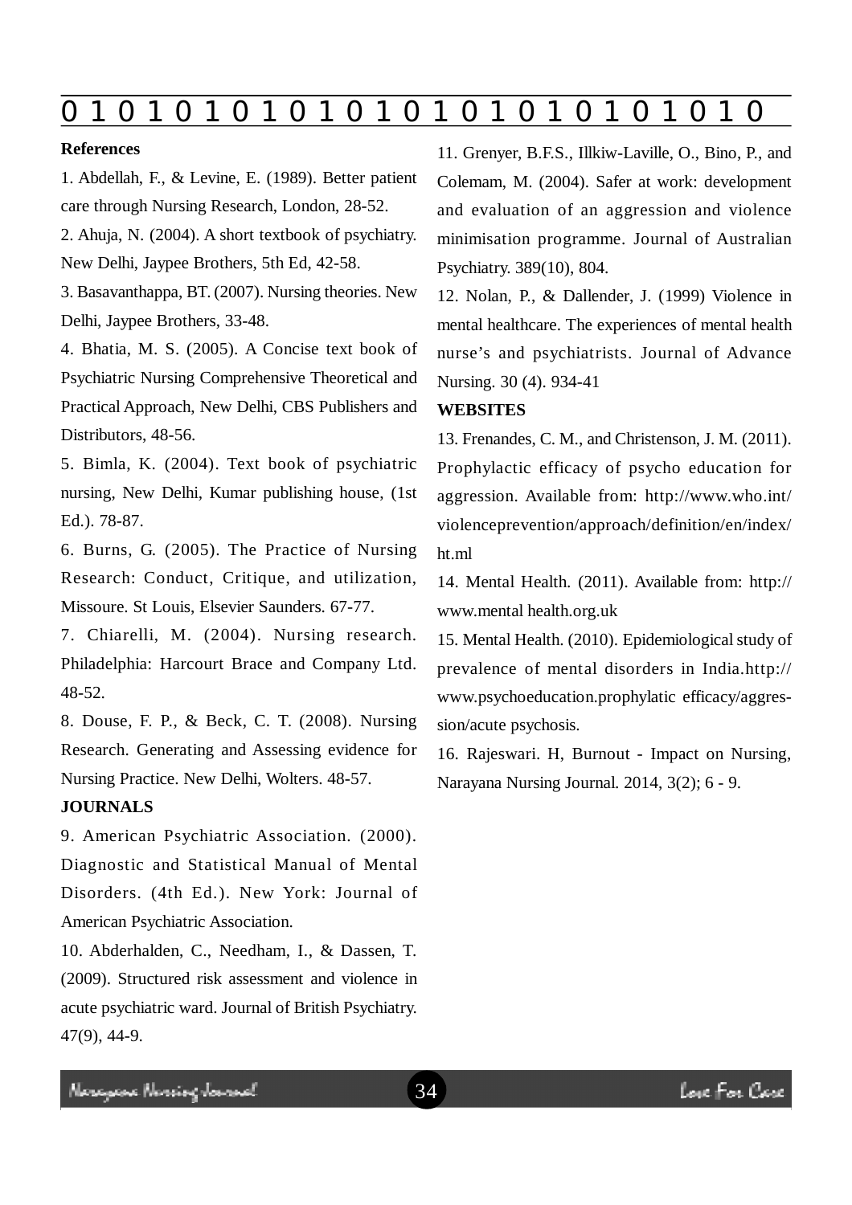## References

1. Abdellah, F., & Levine, E. (1989). Better patient care through Nursing Research, London, 28-52.

2. Ahuja, N. (2004). A short textbook of psychiatry. New Delhi, Jaypee Brothers, 5th Ed, 42-58.

3. Basavanthappa, BT. (2007). Nursing theories. New Delhi, Jaypee Brothers, 33-48.

4. Bhatia, M. S. (2005). A Concise text book of Psychiatric Nursing Comprehensive Theoretical and Practical Approach, New Delhi, CBS Publishers and Distributors, 48-56.

5. Bimla, K. (2004). Text book of psychiatric nursing, New Delhi, Kumar publishing house, (1st Ed.). 78-87.

6. Burns, G. (2005). The Practice of Nursing Research: Conduct, Critique, and utilization, Missoure. St Louis, Elsevier Saunders. 67-77.

7. Chiarelli, M. (2004). Nursing research. Philadelphia: Harcourt Brace and Company Ltd. 48-52.

8. Douse, F. P., & Beck, C. T. (2008). Nursing Research. Generating and Assessing evidence for Nursing Practice. New Delhi, Wolters. 48-57.

## JOURNALS

9. American Psychiatric Association. (2000). Diagnostic and Statistical Manual of Mental Disorders. (4th Ed.). New York: Journal of American Psychiatric Association.

10. Abderhalden, C., Needham, I., & Dassen, T. (2009). Structured risk assessment and violence in acute psychiatric ward. Journal of British Psychiatry. 47(9), 44-9.

11. Grenyer, B.F.S., Illkiw-Laville, O., Bino, P., and Colemam, M. (2004). Safer at work: development and evaluation of an aggression and violence minimisation programme. Journal of Australian Psychiatry. 389(10), 804.

12. Nolan, P., & Dallender, J. (1999) Violence in mental healthcare. The experiences of mental health nurse's and psychiatrists. Journal of Advance Nursing. 30 (4). 934-41

## WEBSITES

13. Frenandes, C. M., and Christenson, J. M. (2011). Prophylactic efficacy of psycho education for aggression. Available from: http://www.who.int/violenceprevention/approach/definition/en/index/ht.ml

14. Mental Health. (2011). Available from: http://www.mental health.org.uk

15. Mental Health. (2010). Epidemiological study of prevalence of mental disorders in India.http://www.psychoeducation.prophylatic efficacy/aggression/acute psychosis.

16. Rajeswari. H, Burnout - Impact on Nursing, Narayana Nursing Journal. 2014, 3(2); 6 - 9.